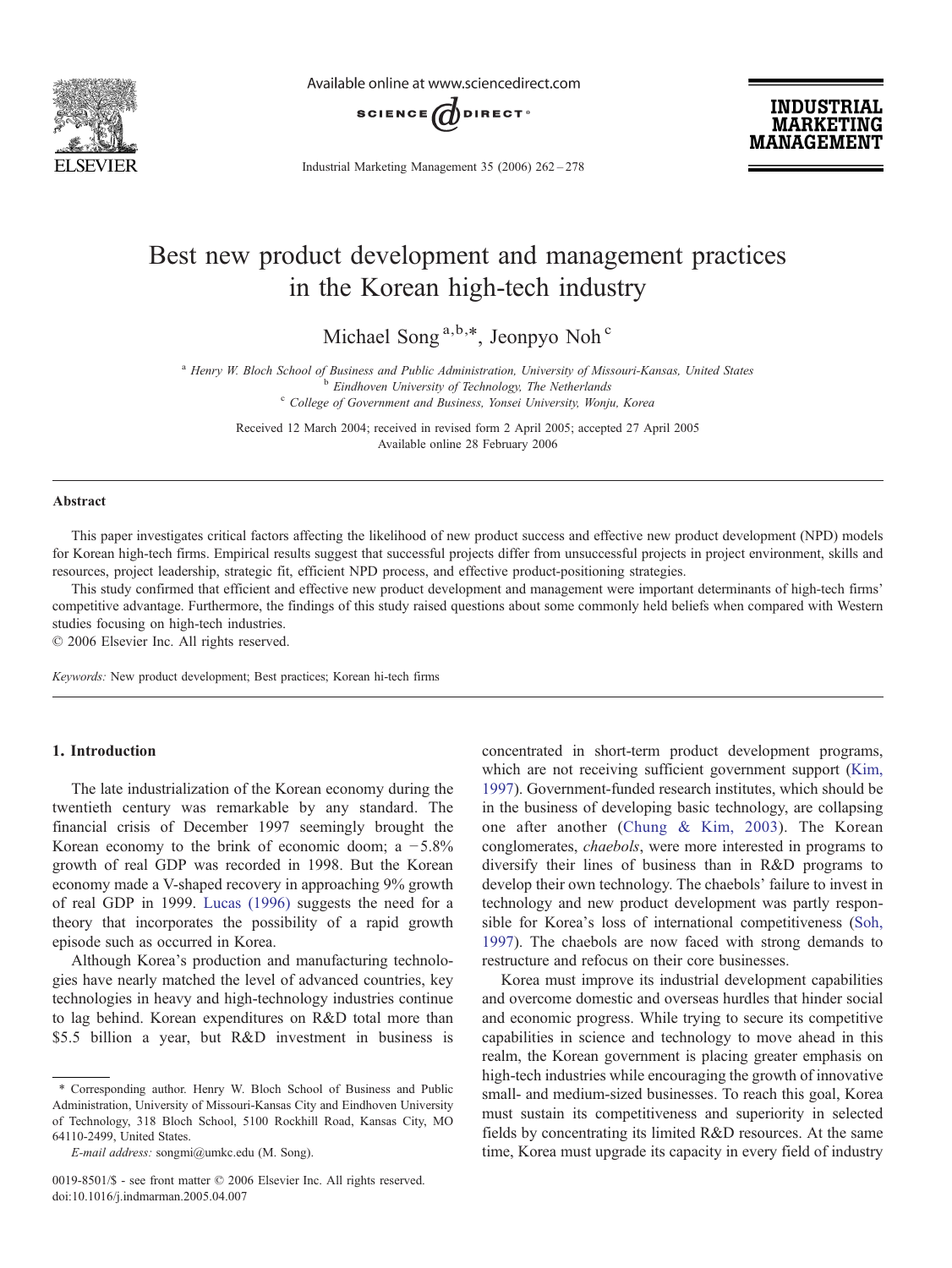# Best new product development and management practices in the Korean high-tech industry

Michael Song [a,b,*], Jeonpyo Noh [c]

[a] *Henry W. Bloch School of Business and Public Administration, University of Missouri-Kansas, United States*
[b] *Eindhoven University of Technology, The Netherlands*
[c] *College of Government and Business, Yonsei University, Wonju, Korea*

Received 12 March 2004; received in revised form 2 April 2005; accepted 27 April 2005
Available online 28 February 2006

## Abstract

This paper investigates critical factors affecting the likelihood of new product success and effective new product development (NPD) models for Korean high-tech firms. Empirical results suggest that successful projects differ from unsuccessful projects in project environment, skills and resources, project leadership, strategic fit, efficient NPD process, and effective product-positioning strategies.

This study confirmed that efficient and effective new product development and management were important determinants of high-tech firms' competitive advantage. Furthermore, the findings of this study raised questions about some commonly held beliefs when compared with Western studies focusing on high-tech industries.

© 2006 Elsevier Inc. All rights reserved.

*Keywords:* New product development; Best practices; Korean hi-tech firms

## 1. Introduction

The late industrialization of the Korean economy during the twentieth century was remarkable by any standard. The financial crisis of December 1997 seemingly brought the Korean economy to the brink of economic doom; a −5.8% growth of real GDP was recorded in 1998. But the Korean economy made a V-shaped recovery in approaching 9% growth of real GDP in 1999. Lucas (1996) suggests the need for a theory that incorporates the possibility of a rapid growth episode such as occurred in Korea.

Although Korea's production and manufacturing technologies have nearly matched the level of advanced countries, key technologies in heavy and high-technology industries continue to lag behind. Korean expenditures on R&D total more than \$5.5 billion a year, but R&D investment in business is concentrated in short-term product development programs, which are not receiving sufficient government support (Kim, 1997). Government-funded research institutes, which should be in the business of developing basic technology, are collapsing one after another (Chung & Kim, 2003). The Korean conglomerates, *chaebols*, were more interested in programs to diversify their lines of business than in R&D programs to develop their own technology. The chaebols' failure to invest in technology and new product development was partly responsible for Korea's loss of international competitiveness (Soh, 1997). The chaebols are now faced with strong demands to restructure and refocus on their core businesses.

Korea must improve its industrial development capabilities and overcome domestic and overseas hurdles that hinder social and economic progress. While trying to secure its competitive capabilities in science and technology to move ahead in this realm, the Korean government is placing greater emphasis on high-tech industries while encouraging the growth of innovative small- and medium-sized businesses. To reach this goal, Korea must sustain its competitiveness and superiority in selected fields by concentrating its limited R&D resources. At the same time, Korea must upgrade its capacity in every field of industry

---

\* Corresponding author. Henry W. Bloch School of Business and Public Administration, University of Missouri-Kansas City and Eindhoven University of Technology, 318 Bloch School, 5100 Rockhill Road, Kansas City, MO 64110-2499, United States.

*E-mail address:* songmi@umkc.edu (M. Song).

0019-8501/\$ - see front matter © 2006 Elsevier Inc. All rights reserved.
doi:10.1016/j.indmarman.2005.04.007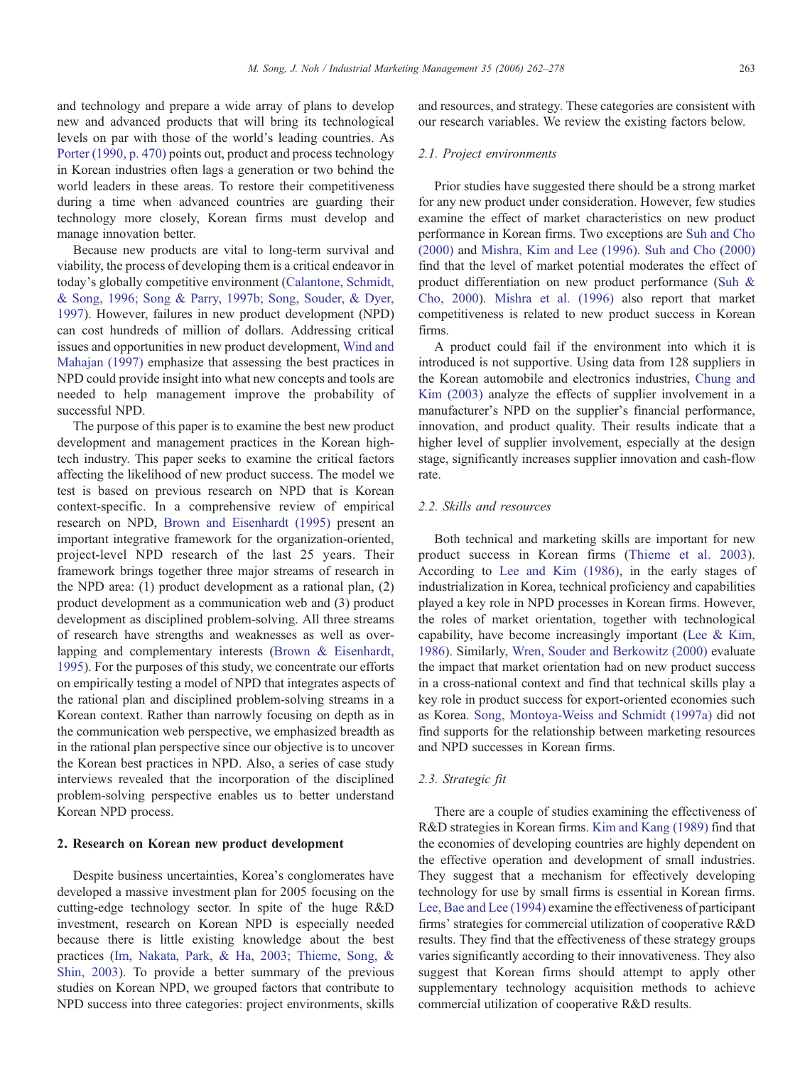and technology and prepare a wide array of plans to develop new and advanced products that will bring its technological levels on par with those of the world's leading countries. As Porter (1990, p. 470) points out, product and process technology in Korean industries often lags a generation or two behind the world leaders in these areas. To restore their competitiveness during a time when advanced countries are guarding their technology more closely, Korean firms must develop and manage innovation better.

Because new products are vital to long-term survival and viability, the process of developing them is a critical endeavor in today's globally competitive environment (Calantone, Schmidt, & Song, 1996; Song & Parry, 1997b; Song, Souder, & Dyer, 1997). However, failures in new product development (NPD) can cost hundreds of million of dollars. Addressing critical issues and opportunities in new product development, Wind and Mahajan (1997) emphasize that assessing the best practices in NPD could provide insight into what new concepts and tools are needed to help management improve the probability of successful NPD.

The purpose of this paper is to examine the best new product development and management practices in the Korean high-tech industry. This paper seeks to examine the critical factors affecting the likelihood of new product success. The model we test is based on previous research on NPD that is Korean context-specific. In a comprehensive review of empirical research on NPD, Brown and Eisenhardt (1995) present an important integrative framework for the organization-oriented, project-level NPD research of the last 25 years. Their framework brings together three major streams of research in the NPD area: (1) product development as a rational plan, (2) product development as a communication web and (3) product development as disciplined problem-solving. All three streams of research have strengths and weaknesses as well as overlapping and complementary interests (Brown & Eisenhardt, 1995). For the purposes of this study, we concentrate our efforts on empirically testing a model of NPD that integrates aspects of the rational plan and disciplined problem-solving streams in a Korean context. Rather than narrowly focusing on depth as in the communication web perspective, we emphasized breadth as in the rational plan perspective since our objective is to uncover the Korean best practices in NPD. Also, a series of case study interviews revealed that the incorporation of the disciplined problem-solving perspective enables us to better understand Korean NPD process.

## 2. Research on Korean new product development

Despite business uncertainties, Korea's conglomerates have developed a massive investment plan for 2005 focusing on the cutting-edge technology sector. In spite of the huge R&D investment, research on Korean NPD is especially needed because there is little existing knowledge about the best practices (Im, Nakata, Park, & Ha, 2003; Thieme, Song, & Shin, 2003). To provide a better summary of the previous studies on Korean NPD, we grouped factors that contribute to NPD success into three categories: project environments, skills and resources, and strategy. These categories are consistent with our research variables. We review the existing factors below.

### 2.1. Project environments

Prior studies have suggested there should be a strong market for any new product under consideration. However, few studies examine the effect of market characteristics on new product performance in Korean firms. Two exceptions are Suh and Cho (2000) and Mishra, Kim and Lee (1996). Suh and Cho (2000) find that the level of market potential moderates the effect of product differentiation on new product performance (Suh & Cho, 2000). Mishra et al. (1996) also report that market competitiveness is related to new product success in Korean firms.

A product could fail if the environment into which it is introduced is not supportive. Using data from 128 suppliers in the Korean automobile and electronics industries, Chung and Kim (2003) analyze the effects of supplier involvement in a manufacturer's NPD on the supplier's financial performance, innovation, and product quality. Their results indicate that a higher level of supplier involvement, especially at the design stage, significantly increases supplier innovation and cash-flow rate.

### 2.2. Skills and resources

Both technical and marketing skills are important for new product success in Korean firms (Thieme et al. 2003). According to Lee and Kim (1986), in the early stages of industrialization in Korea, technical proficiency and capabilities played a key role in NPD processes in Korean firms. However, the roles of market orientation, together with technological capability, have become increasingly important (Lee & Kim, 1986). Similarly, Wren, Souder and Berkowitz (2000) evaluate the impact that market orientation had on new product success in a cross-national context and find that technical skills play a key role in product success for export-oriented economies such as Korea. Song, Montoya-Weiss and Schmidt (1997a) did not find supports for the relationship between marketing resources and NPD successes in Korean firms.

### 2.3. Strategic fit

There are a couple of studies examining the effectiveness of R&D strategies in Korean firms. Kim and Kang (1989) find that the economies of developing countries are highly dependent on the effective operation and development of small industries. They suggest that a mechanism for effectively developing technology for use by small firms is essential in Korean firms. Lee, Bae and Lee (1994) examine the effectiveness of participant firms' strategies for commercial utilization of cooperative R&D results. They find that the effectiveness of these strategy groups varies significantly according to their innovativeness. They also suggest that Korean firms should attempt to apply other supplementary technology acquisition methods to achieve commercial utilization of cooperative R&D results.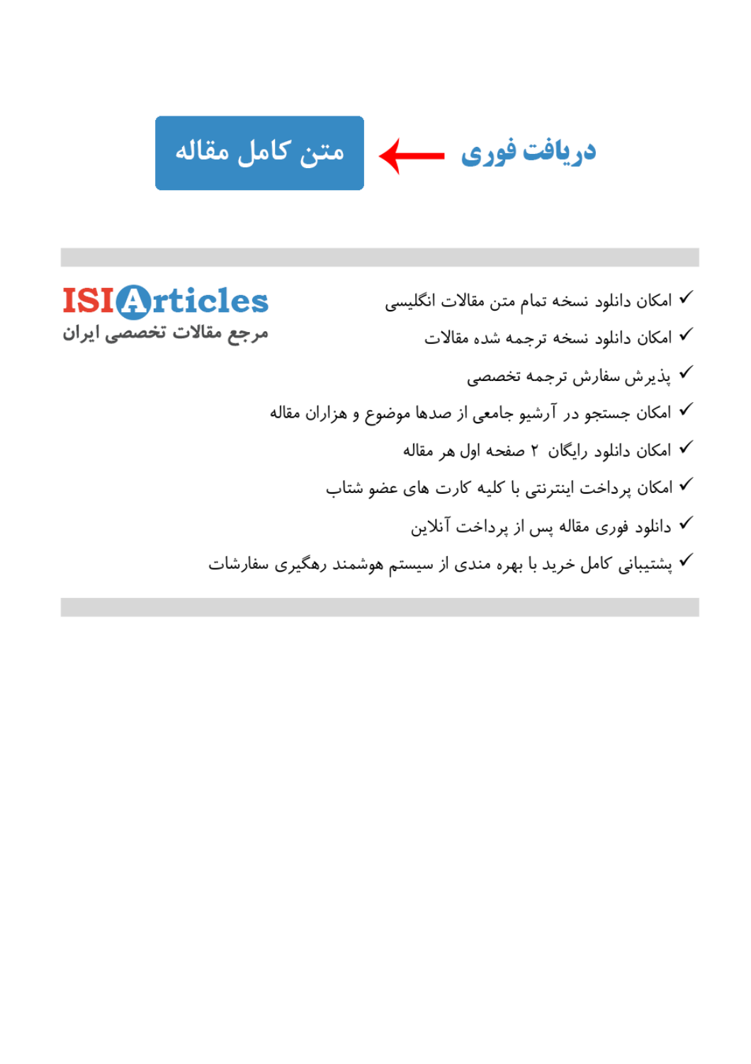دریافت فوری ← **متن کامل مقاله**

**ISIArticles**
مرجع مقالات تخصصی ایران

- ✓ امکان دانلود نسخه تمام متن مقالات انگلیسی
- ✓ امکان دانلود نسخه ترجمه شده مقالات
- ✓ پذیرش سفارش ترجمه تخصصی
- ✓ امکان جستجو در آرشیو جامعی از صدها موضوع و هزاران مقاله
- ✓ امکان دانلود رایگان ۲ صفحه اول هر مقاله
- ✓ امکان پرداخت اینترنتی با کلیه کارت های عضو شتاب
- ✓ دانلود فوری مقاله پس از پرداخت آنلاین
- ✓ پشتیبانی کامل خرید با بهره مندی از سیستم هوشمند رهگیری سفارشات